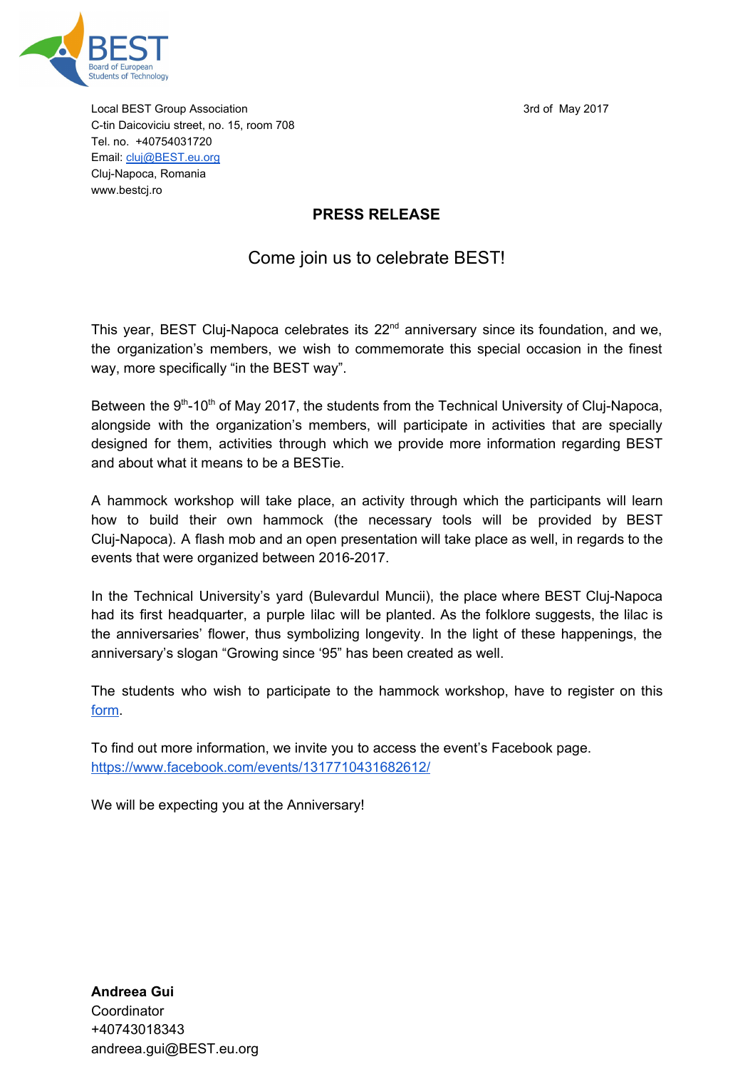BEST
Board of European Students of Technology

Local BEST Group Association
C-tin Daicoviciu street, no. 15, room 708
Tel. no. +40754031720
Email: cluj@BEST.eu.org
Cluj-Napoca, Romania
www.bestcj.ro

3rd of May 2017

**PRESS RELEASE**

## Come join us to celebrate BEST!

This year, BEST Cluj-Napoca celebrates its 22nd anniversary since its foundation, and we, the organization's members, we wish to commemorate this special occasion in the finest way, more specifically "in the BEST way".

Between the 9th-10th of May 2017, the students from the Technical University of Cluj-Napoca, alongside with the organization's members, will participate in activities that are specially designed for them, activities through which we provide more information regarding BEST and about what it means to be a BESTie.

A hammock workshop will take place, an activity through which the participants will learn how to build their own hammock (the necessary tools will be provided by BEST Cluj-Napoca). A flash mob and an open presentation will take place as well, in regards to the events that were organized between 2016-2017.

In the Technical University's yard (Bulevardul Muncii), the place where BEST Cluj-Napoca had its first headquarter, a purple lilac will be planted. As the folklore suggests, the lilac is the anniversaries' flower, thus symbolizing longevity. In the light of these happenings, the anniversary's slogan "Growing since '95" has been created as well.

The students who wish to participate to the hammock workshop, have to register on this form.

To find out more information, we invite you to access the event's Facebook page.
https://www.facebook.com/events/1317710431682612/

We will be expecting you at the Anniversary!

**Andreea Gui**
Coordinator
+40743018343
andreea.gui@BEST.eu.org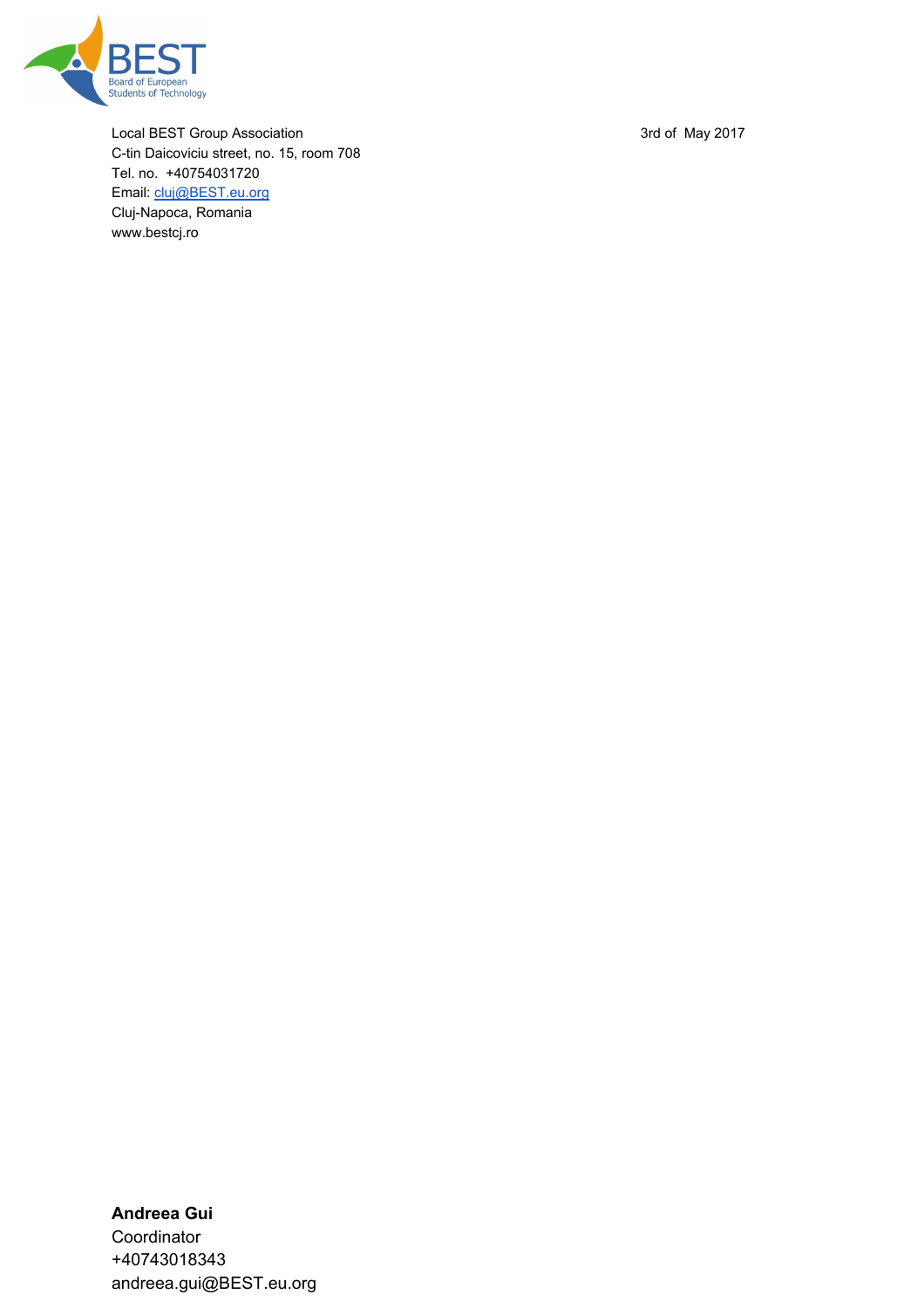Local BEST Group Association
C-tin Daicoviciu street, no. 15, room 708
Tel. no. +40754031720
Email: cluj@BEST.eu.org
Cluj-Napoca, Romania
www.bestcj.ro

3rd of May 2017

**Andreea Gui**
Coordinator
+40743018343
andreea.gui@BEST.eu.org